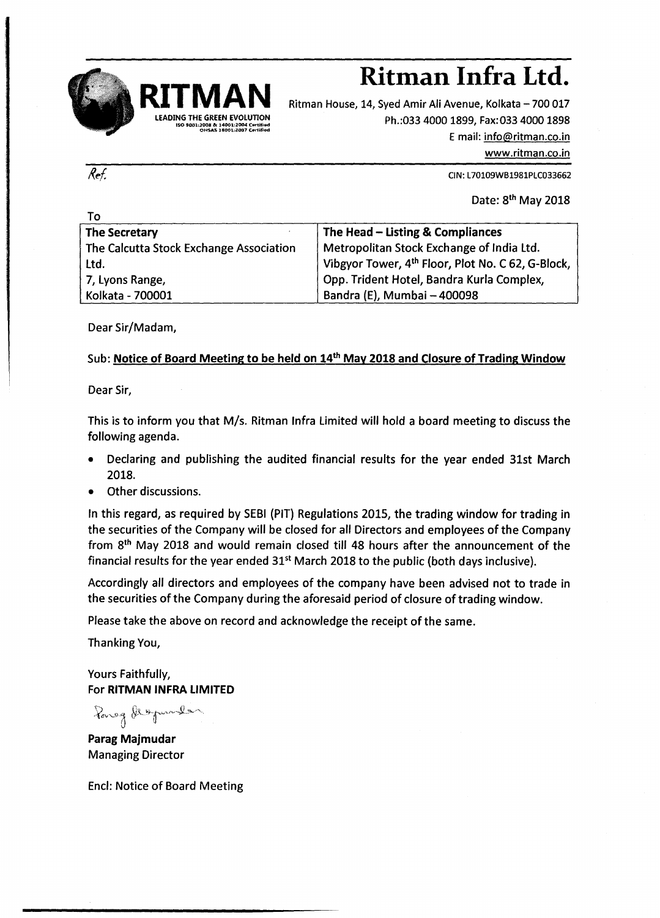# Ritman Infra Ltd.

**RITMAN**
LEADING THE GREEN EVOLUTION
ISO 9001:2008 & 14001:2004 Certified
OHSAS 18001:2007 Certified

Ritman House, 14, Syed Amir Ali Avenue, Kolkata – 700 017
Ph.:033 4000 1899, Fax:033 4000 1898
E mail: info@ritman.co.in
www.ritman.co.in

*Ref.*

CIN: L70109WB1981PLC033662

Date: 8th May 2018

To

| **The Secretary**<br>The Calcutta Stock Exchange Association Ltd.<br>7, Lyons Range,<br>Kolkata - 700001 | **The Head – Listing & Compliances**<br>Metropolitan Stock Exchange of India Ltd.<br>Vibgyor Tower, 4th Floor, Plot No. C 62, G-Block,<br>Opp. Trident Hotel, Bandra Kurla Complex,<br>Bandra (E), Mumbai – 400098 |
|---|---|

Dear Sir/Madam,

Sub: **Notice of Board Meeting to be held on 14th May 2018 and Closure of Trading Window**

Dear Sir,

This is to inform you that M/s. Ritman Infra Limited will hold a board meeting to discuss the following agenda.

- Declaring and publishing the audited financial results for the year ended 31st March 2018.
- Other discussions.

In this regard, as required by SEBI (PIT) Regulations 2015, the trading window for trading in the securities of the Company will be closed for all Directors and employees of the Company from 8th May 2018 and would remain closed till 48 hours after the announcement of the financial results for the year ended 31st March 2018 to the public (both days inclusive).

Accordingly all directors and employees of the company have been advised not to trade in the securities of the Company during the aforesaid period of closure of trading window.

Please take the above on record and acknowledge the receipt of the same.

Thanking You,

Yours Faithfully,
For **RITMAN INFRA LIMITED**

**Parag Majmudar**
Managing Director

Encl: Notice of Board Meeting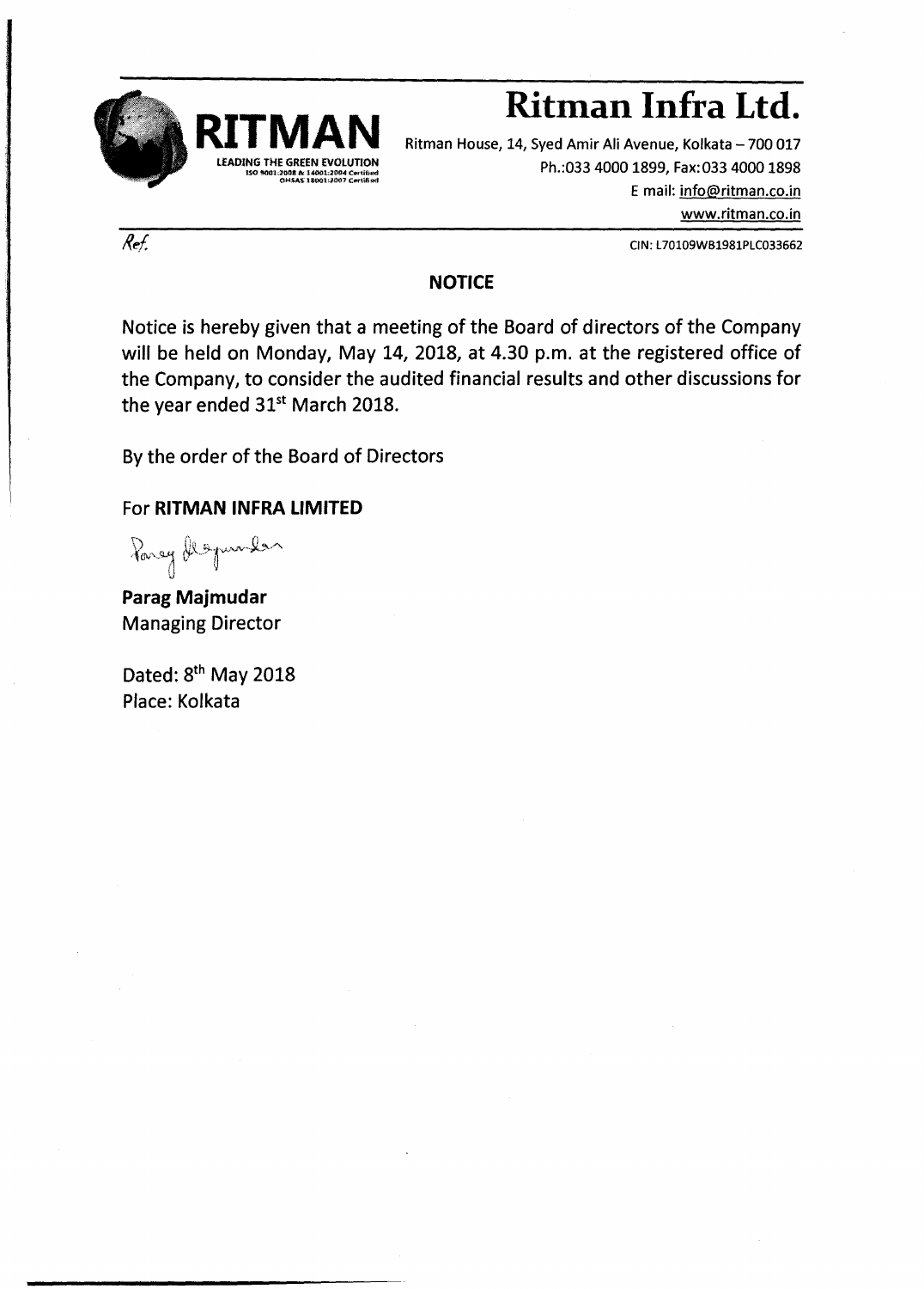# Ritman Infra Ltd.

RITMAN
LEADING THE GREEN EVOLUTION
ISO 9001:2008 & 14001:2004 Certified
OHSAS 18001:2007 Certified

Ritman House, 14, Syed Amir Ali Avenue, Kolkata – 700 017
Ph.:033 4000 1899, Fax:033 4000 1898
E mail: info@ritman.co.in
www.ritman.co.in

*Ref.*

CIN: L70109WB1981PLC033662

## NOTICE

Notice is hereby given that a meeting of the Board of directors of the Company will be held on Monday, May 14, 2018, at 4.30 p.m. at the registered office of the Company, to consider the audited financial results and other discussions for the year ended 31st March 2018.

By the order of the Board of Directors

For **RITMAN INFRA LIMITED**

**Parag Majmudar**
Managing Director

Dated: 8th May 2018
Place: Kolkata